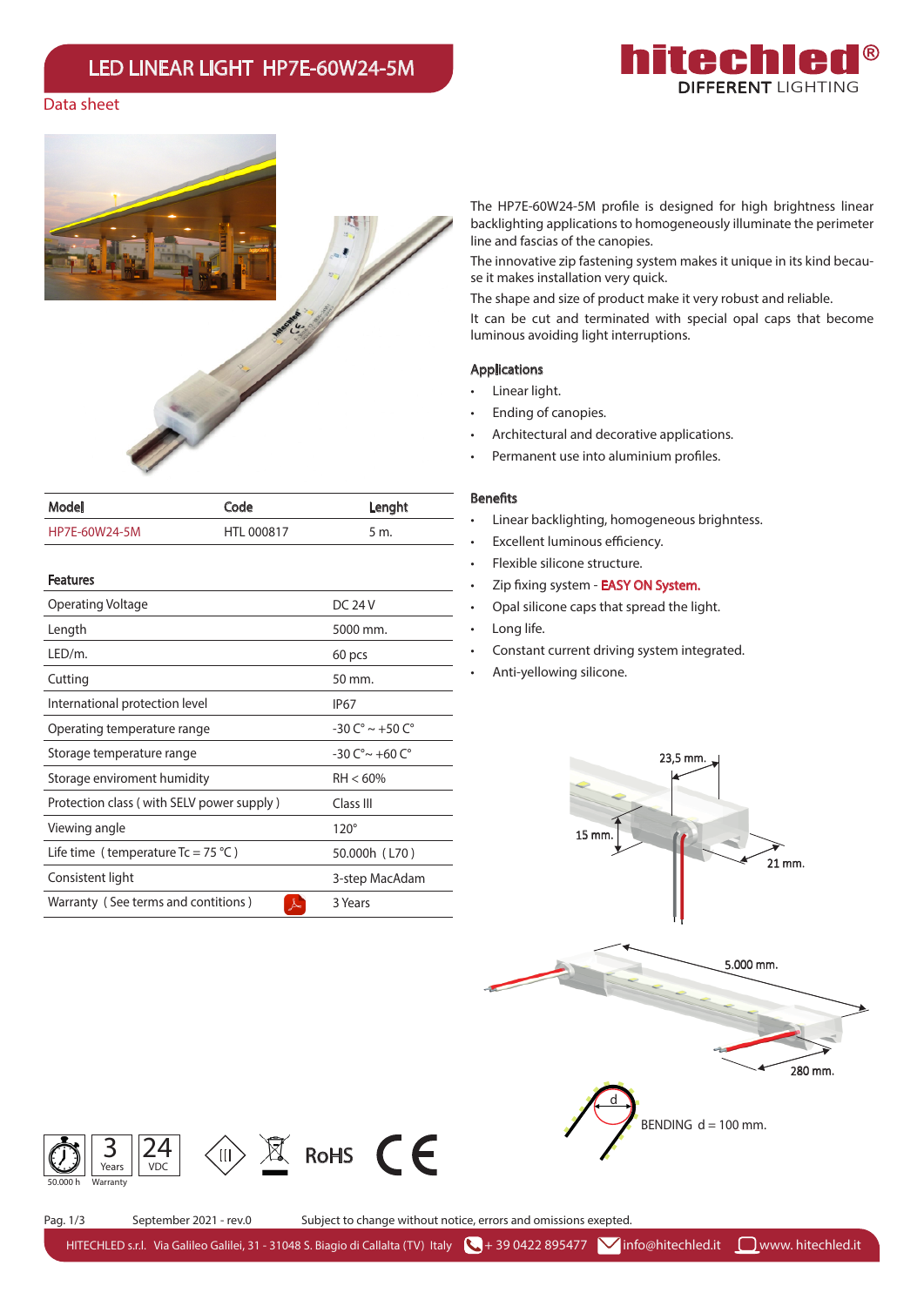# LED LINEAR LIGHT HP7E-60W24-5M

Data sheet

The HP7E-60W24-5M profile is designed for high brightness linear backlighting applications to homogeneously illuminate the perimeter line and fascias of the canopies.

The innovative zip fastening system makes it unique in its kind because it makes installation very quick.

The shape and size of product make it very robust and reliable.

It can be cut and terminated with special opal caps that become luminous avoiding light interruptions.

## Applications

- Linear light.
- Ending of canopies.
- Architectural and decorative applications.
- Permanent use into aluminium profiles.

## Benefits

- Linear backlighting, homogeneous brightness.
- Excellent luminous efficiency.
- Flexible silicone structure.
- Zip fixing system - EASY ON System.
- Opal silicone caps that spread the light.
- Long life.
- Constant current driving system integrated.
- Anti-yellowing silicone.

| Model | Code | Lenght |
|---|---|---|
| HP7E-60W24-5M | HTL 000817 | 5 m. |

## Features

| | |
|---|---|
| Operating Voltage | DC 24 V |
| Length | 5000 mm. |
| LED/m. | 60 pcs |
| Cutting | 50 mm. |
| International protection level | IP67 |
| Operating temperature range | -30 C° ~ +50 C° |
| Storage temperature range | -30 C°~ +60 C° |
| Storage enviroment humidity | RH < 60% |
| Protection class ( with SELV power supply ) | Class III |
| Viewing angle | 120° |
| Life time ( temperature Tc = 75 °C ) | 50.000h ( L70 ) |
| Consistent light | 3-step MacAdam |
| Warranty ( See terms and contitions ) | 3 Years |

23,5 mm.

15 mm.

21 mm.

5.000 mm.

280 mm.

BENDING d = 100 mm.

50.000 h | 3 Years Warranty | 24 VDC | RoHS | CE

Pag. 1/3 September 2021 - rev.0 Subject to change without notice, errors and omissions exepted.

HITECHLED s.r.l. Via Galileo Galilei, 31 - 31048 S. Biagio di Callalta (TV) Italy + 39 0422 895477 info@hitechled.it www. hitechled.it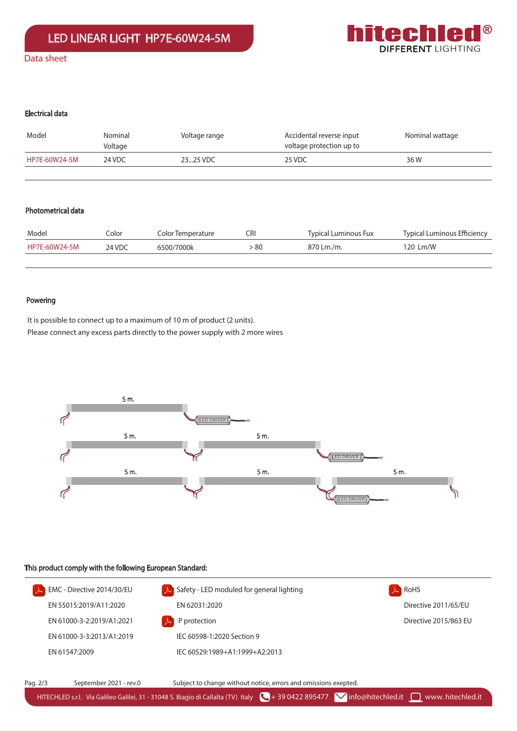# LED LINEAR LIGHT HP7E-60W24-5M

Data sheet

### Electrical data

| Model | Nominal Voltage | Voltage range | Accidental reverse input voltage protection up to | Nominal wattage |
|---|---|---|---|---|
| HP7E-60W24-5M | 24 VDC | 23...25 VDC | 25 VDC | 36 W |

### Photometrical data

| Model | Color | Color Temperature | CRI | Typical Luminous Fux | Typical Luminous Efficiency |
|---|---|---|---|---|---|
| HP7E-60W24-5M | 24 VDC | 6500/7000k | > 80 | 870 Lm./m. | 120 Lm/W |

### Powering

It is possible to connect up to a maximum of 10 m of product (2 units).
Please connect any excess parts directly to the power supply with 2 more wires

5 m. LED DRIVER

5 m. 5 m. LED DRIVER

5 m. 5 m. 5 m. LED DRIVER

### This product comply with the following European Standard:

EMC - Directive 2014/30/EU
EN 55015:2019/A11:2020
EN 61000-3-2:2019/A1:2021
EN 61000-3-3:2013/A1:2019
EN 61547:2009

Safety - LED moduled for general lighting
EN 62031:2020

IP protection
IEC 60598-1:2020 Section 9
IEC 60529:1989+A1:1999+A2:2013

RoHS
Directive 2011/65/EU
Directive 2015/863 EU

September 2021 - rev.0    Subject to change without notice, errors and omissions exepted.

HITECHLED s.r.l. Via Galileo Galilei, 31 - 31048 S. Biagio di Callalta (TV) Italy + 39 0422 895477 info@hitechled.it www. hitechled.it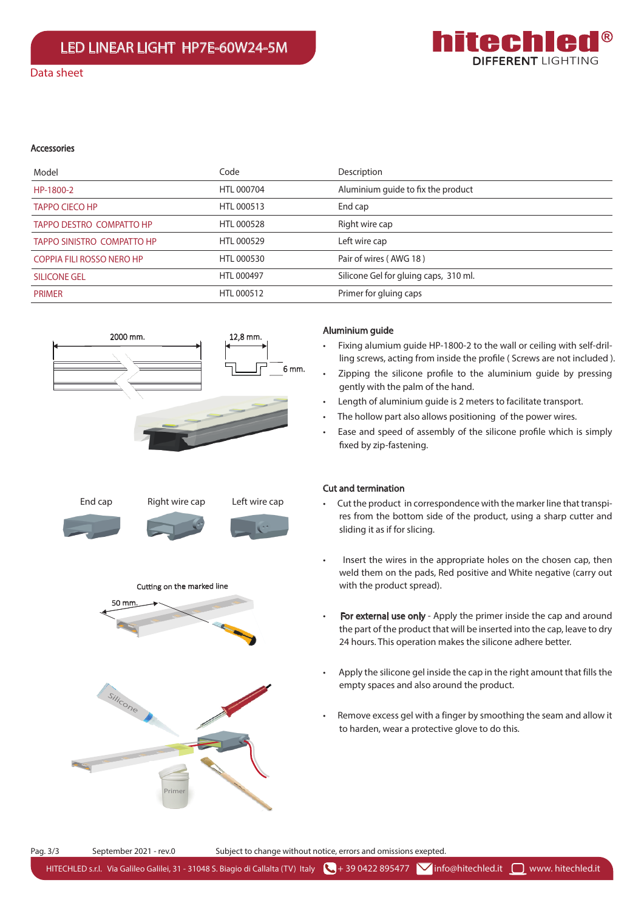# LED LINEAR LIGHT HP7E-60W24-5M

Data sheet

## Accessories

| Model | Code | Description |
|---|---|---|
| HP-1800-2 | HTL 000704 | Aluminium guide to fix the product |
| TAPPO CIECO HP | HTL 000513 | End cap |
| TAPPO DESTRO COMPATTO HP | HTL 000528 | Right wire cap |
| TAPPO SINISTRO COMPATTO HP | HTL 000529 | Left wire cap |
| COPPIA FILI ROSSO NERO HP | HTL 000530 | Pair of wires ( AWG 18 ) |
| SILICONE GEL | HTL 000497 | Silicone Gel for gluing caps, 310 ml. |
| PRIMER | HTL 000512 | Primer for gluing caps |

2000 mm.

12,8 mm.

6 mm.

End cap

Right wire cap

Left wire cap

Cutting on the marked line

50 mm.

Silicone

Primer

### Aluminium guide

- Fixing alumium guide HP-1800-2 to the wall or ceiling with self-drilling screws, acting from inside the profile ( Screws are not included ).
- Zipping the silicone profile to the aluminium guide by pressing gently with the palm of the hand.
- Length of aluminium guide is 2 meters to facilitate transport.
- The hollow part also allows positioning of the power wires.
- Ease and speed of assembly of the silicone profile which is simply fixed by zip-fastening.

### Cut and termination

- Cut the product in correspondence with the marker line that transpires from the bottom side of the product, using a sharp cutter and sliding it as if for slicing.
- Insert the wires in the appropriate holes on the chosen cap, then weld them on the pads, Red positive and White negative (carry out with the product spread).
- **For external use only** - Apply the primer inside the cap and around the part of the product that will be inserted into the cap, leave to dry 24 hours. This operation makes the silicone adhere better.
- Apply the silicone gel inside the cap in the right amount that fills the empty spaces and also around the product.
- Remove excess gel with a finger by smoothing the seam and allow it to harden, wear a protective glove to do this.

September 2021 - rev.0 Subject to change without notice, errors and omissions exepted.

HITECHLED s.r.l. Via Galileo Galilei, 31 - 31048 S. Biagio di Callalta (TV) Italy + 39 0422 895477 info@hitechled.it www. hitechled.it